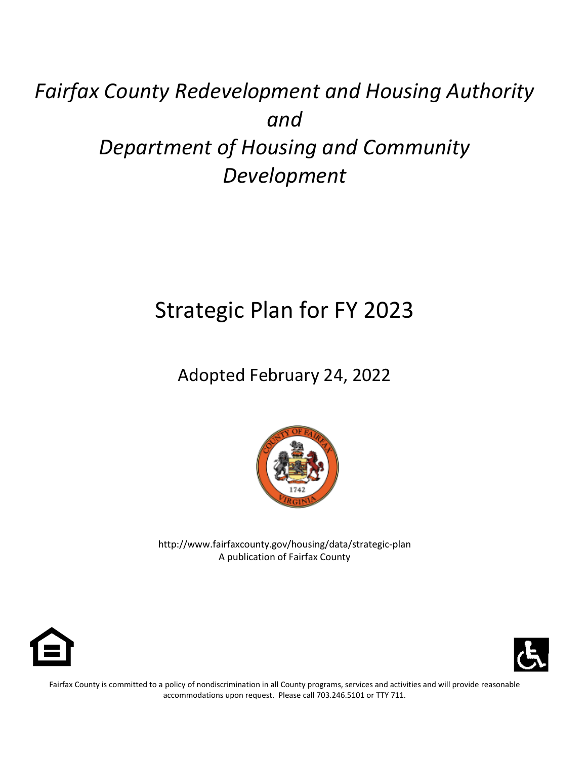# *Fairfax County Redevelopment and Housing Authority and Department of Housing and Community Development*

## Strategic Plan for FY 2023

### Adopted February 24, 2022

http://www.fairfaxcounty.gov/housing/data/strategic-plan
A publication of Fairfax County

Fairfax County is committed to a policy of nondiscrimination in all County programs, services and activities and will provide reasonable accommodations upon request. Please call 703.246.5101 or TTY 711.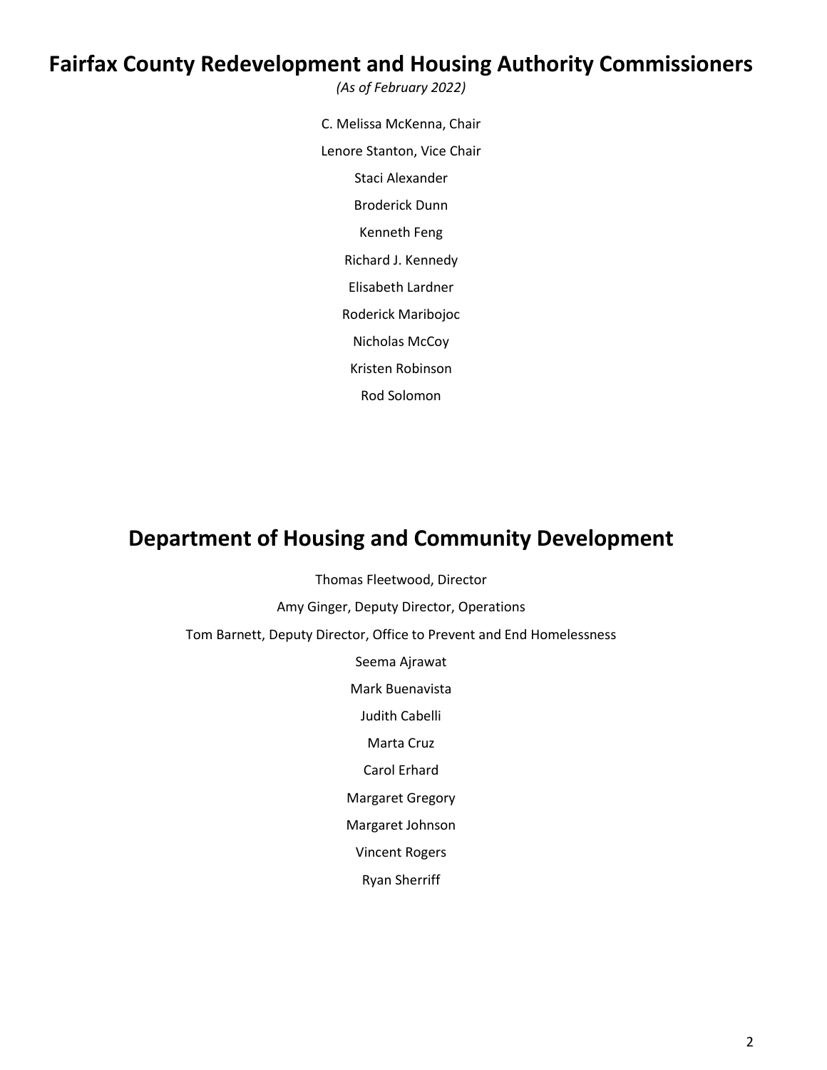# Fairfax County Redevelopment and Housing Authority Commissioners

*(As of February 2022)*

C. Melissa McKenna, Chair

Lenore Stanton, Vice Chair

Staci Alexander

Broderick Dunn

Kenneth Feng

Richard J. Kennedy

Elisabeth Lardner

Roderick Maribojoc

Nicholas McCoy

Kristen Robinson

Rod Solomon

# Department of Housing and Community Development

Thomas Fleetwood, Director

Amy Ginger, Deputy Director, Operations

Tom Barnett, Deputy Director, Office to Prevent and End Homelessness

Seema Ajrawat

Mark Buenavista

Judith Cabelli

Marta Cruz

Carol Erhard

Margaret Gregory

Margaret Johnson

Vincent Rogers

Ryan Sherriff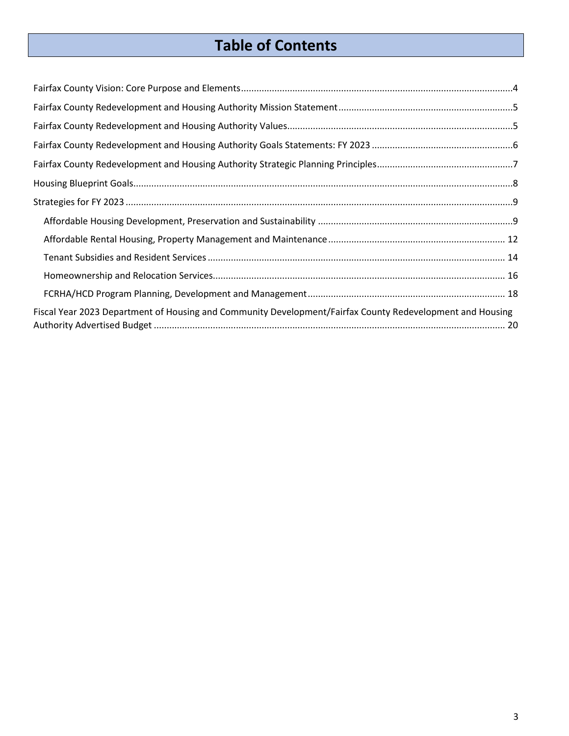# Table of Contents

- Fairfax County Vision: Core Purpose and Elements....4
- Fairfax County Redevelopment and Housing Authority Mission Statement....5
- Fairfax County Redevelopment and Housing Authority Values....5
- Fairfax County Redevelopment and Housing Authority Goals Statements: FY 2023....6
- Fairfax County Redevelopment and Housing Authority Strategic Planning Principles....7
- Housing Blueprint Goals....8
- Strategies for FY 2023....9
  - Affordable Housing Development, Preservation and Sustainability....9
  - Affordable Rental Housing, Property Management and Maintenance....12
  - Tenant Subsidies and Resident Services....14
  - Homeownership and Relocation Services....16
  - FCRHA/HCD Program Planning, Development and Management....18
- Fiscal Year 2023 Department of Housing and Community Development/Fairfax County Redevelopment and Housing Authority Advertised Budget....20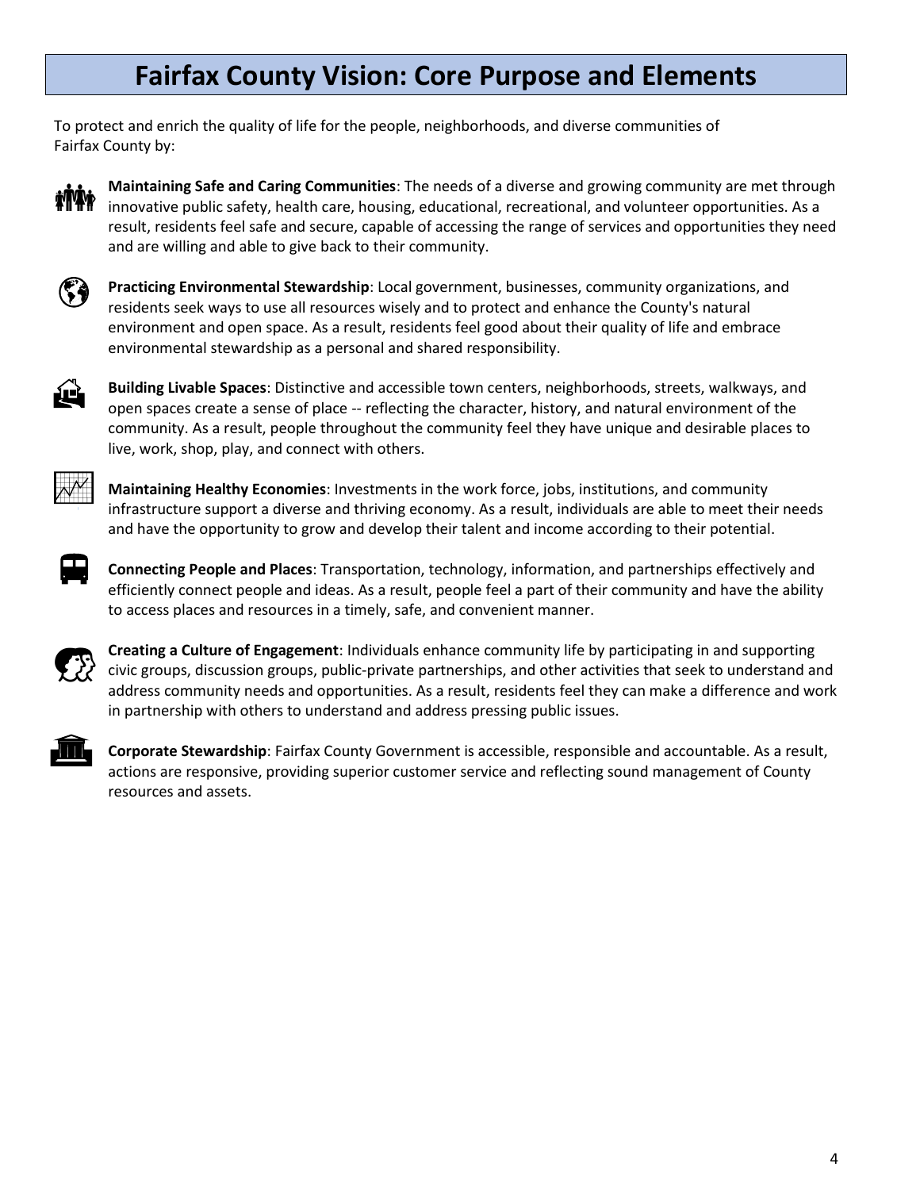# Fairfax County Vision: Core Purpose and Elements

To protect and enrich the quality of life for the people, neighborhoods, and diverse communities of Fairfax County by:

**Maintaining Safe and Caring Communities**: The needs of a diverse and growing community are met through innovative public safety, health care, housing, educational, recreational, and volunteer opportunities. As a result, residents feel safe and secure, capable of accessing the range of services and opportunities they need and are willing and able to give back to their community.

**Practicing Environmental Stewardship**: Local government, businesses, community organizations, and residents seek ways to use all resources wisely and to protect and enhance the County's natural environment and open space. As a result, residents feel good about their quality of life and embrace environmental stewardship as a personal and shared responsibility.

**Building Livable Spaces**: Distinctive and accessible town centers, neighborhoods, streets, walkways, and open spaces create a sense of place -- reflecting the character, history, and natural environment of the community. As a result, people throughout the community feel they have unique and desirable places to live, work, shop, play, and connect with others.

**Maintaining Healthy Economies**: Investments in the work force, jobs, institutions, and community infrastructure support a diverse and thriving economy. As a result, individuals are able to meet their needs and have the opportunity to grow and develop their talent and income according to their potential.

**Connecting People and Places**: Transportation, technology, information, and partnerships effectively and efficiently connect people and ideas. As a result, people feel a part of their community and have the ability to access places and resources in a timely, safe, and convenient manner.

**Creating a Culture of Engagement**: Individuals enhance community life by participating in and supporting civic groups, discussion groups, public-private partnerships, and other activities that seek to understand and address community needs and opportunities. As a result, residents feel they can make a difference and work in partnership with others to understand and address pressing public issues.

**Corporate Stewardship**: Fairfax County Government is accessible, responsible and accountable. As a result, actions are responsive, providing superior customer service and reflecting sound management of County resources and assets.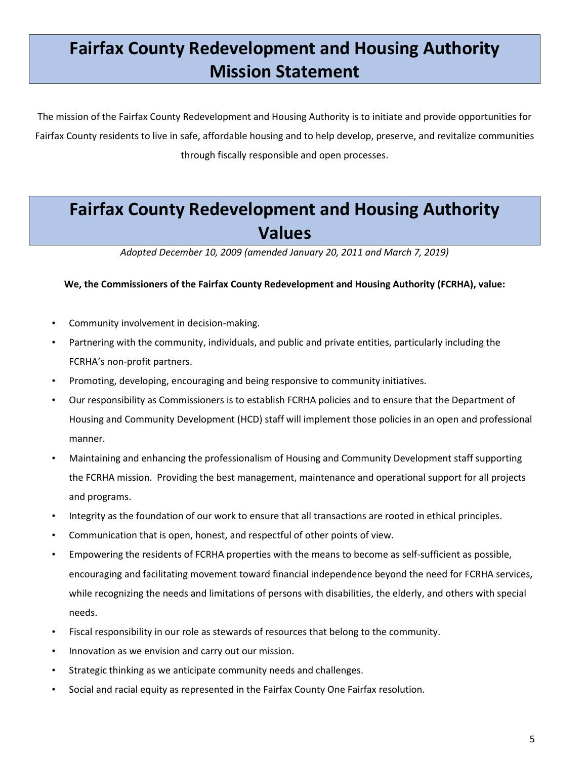# Fairfax County Redevelopment and Housing Authority Mission Statement

The mission of the Fairfax County Redevelopment and Housing Authority is to initiate and provide opportunities for Fairfax County residents to live in safe, affordable housing and to help develop, preserve, and revitalize communities through fiscally responsible and open processes.

# Fairfax County Redevelopment and Housing Authority Values

*Adopted December 10, 2009 (amended January 20, 2011 and March 7, 2019)*

**We, the Commissioners of the Fairfax County Redevelopment and Housing Authority (FCRHA), value:**

- Community involvement in decision-making.
- Partnering with the community, individuals, and public and private entities, particularly including the FCRHA's non-profit partners.
- Promoting, developing, encouraging and being responsive to community initiatives.
- Our responsibility as Commissioners is to establish FCRHA policies and to ensure that the Department of Housing and Community Development (HCD) staff will implement those policies in an open and professional manner.
- Maintaining and enhancing the professionalism of Housing and Community Development staff supporting the FCRHA mission. Providing the best management, maintenance and operational support for all projects and programs.
- Integrity as the foundation of our work to ensure that all transactions are rooted in ethical principles.
- Communication that is open, honest, and respectful of other points of view.
- Empowering the residents of FCRHA properties with the means to become as self-sufficient as possible, encouraging and facilitating movement toward financial independence beyond the need for FCRHA services, while recognizing the needs and limitations of persons with disabilities, the elderly, and others with special needs.
- Fiscal responsibility in our role as stewards of resources that belong to the community.
- Innovation as we envision and carry out our mission.
- Strategic thinking as we anticipate community needs and challenges.
- Social and racial equity as represented in the Fairfax County One Fairfax resolution.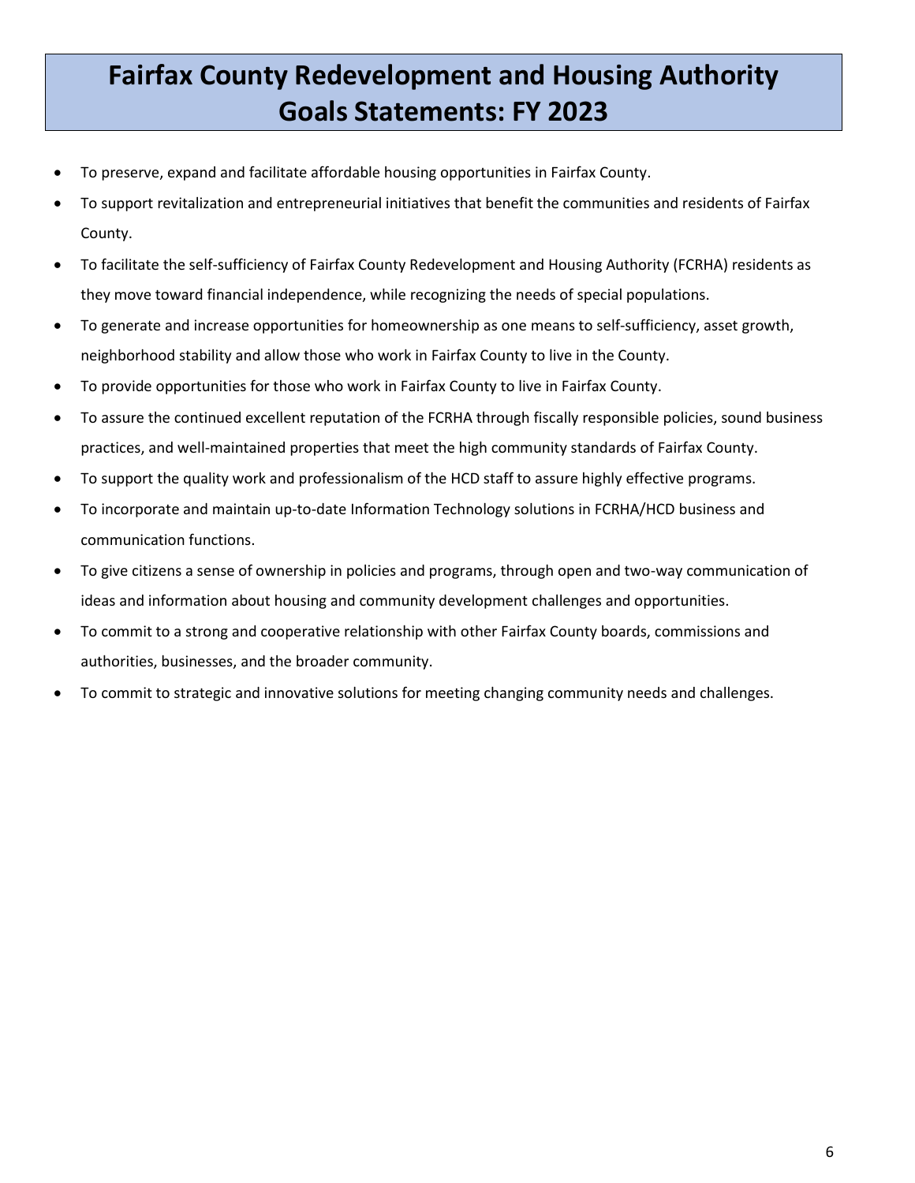# Fairfax County Redevelopment and Housing Authority Goals Statements: FY 2023

- To preserve, expand and facilitate affordable housing opportunities in Fairfax County.
- To support revitalization and entrepreneurial initiatives that benefit the communities and residents of Fairfax County.
- To facilitate the self-sufficiency of Fairfax County Redevelopment and Housing Authority (FCRHA) residents as they move toward financial independence, while recognizing the needs of special populations.
- To generate and increase opportunities for homeownership as one means to self-sufficiency, asset growth, neighborhood stability and allow those who work in Fairfax County to live in the County.
- To provide opportunities for those who work in Fairfax County to live in Fairfax County.
- To assure the continued excellent reputation of the FCRHA through fiscally responsible policies, sound business practices, and well-maintained properties that meet the high community standards of Fairfax County.
- To support the quality work and professionalism of the HCD staff to assure highly effective programs.
- To incorporate and maintain up-to-date Information Technology solutions in FCRHA/HCD business and communication functions.
- To give citizens a sense of ownership in policies and programs, through open and two-way communication of ideas and information about housing and community development challenges and opportunities.
- To commit to a strong and cooperative relationship with other Fairfax County boards, commissions and authorities, businesses, and the broader community.
- To commit to strategic and innovative solutions for meeting changing community needs and challenges.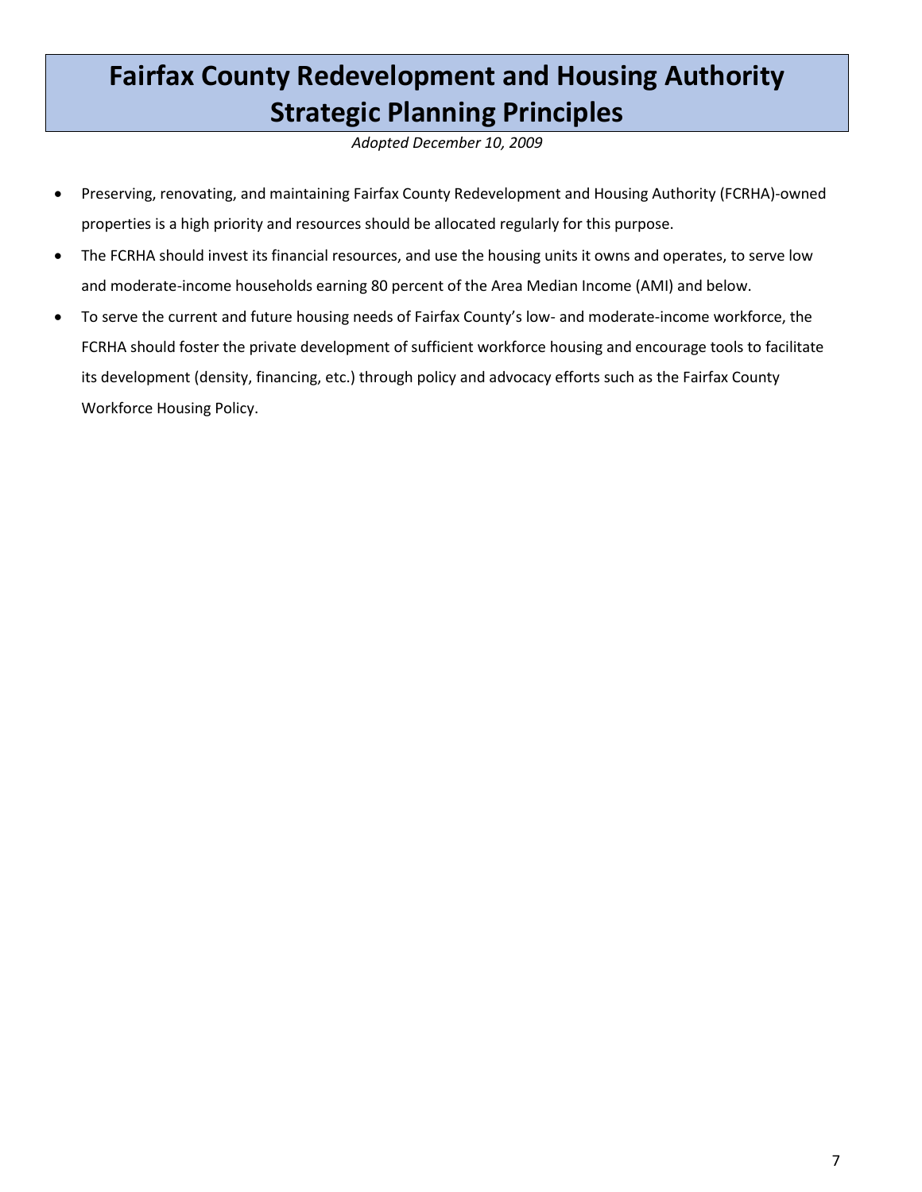# Fairfax County Redevelopment and Housing Authority Strategic Planning Principles

*Adopted December 10, 2009*

- Preserving, renovating, and maintaining Fairfax County Redevelopment and Housing Authority (FCRHA)-owned properties is a high priority and resources should be allocated regularly for this purpose.
- The FCRHA should invest its financial resources, and use the housing units it owns and operates, to serve low and moderate-income households earning 80 percent of the Area Median Income (AMI) and below.
- To serve the current and future housing needs of Fairfax County's low- and moderate-income workforce, the FCRHA should foster the private development of sufficient workforce housing and encourage tools to facilitate its development (density, financing, etc.) through policy and advocacy efforts such as the Fairfax County Workforce Housing Policy.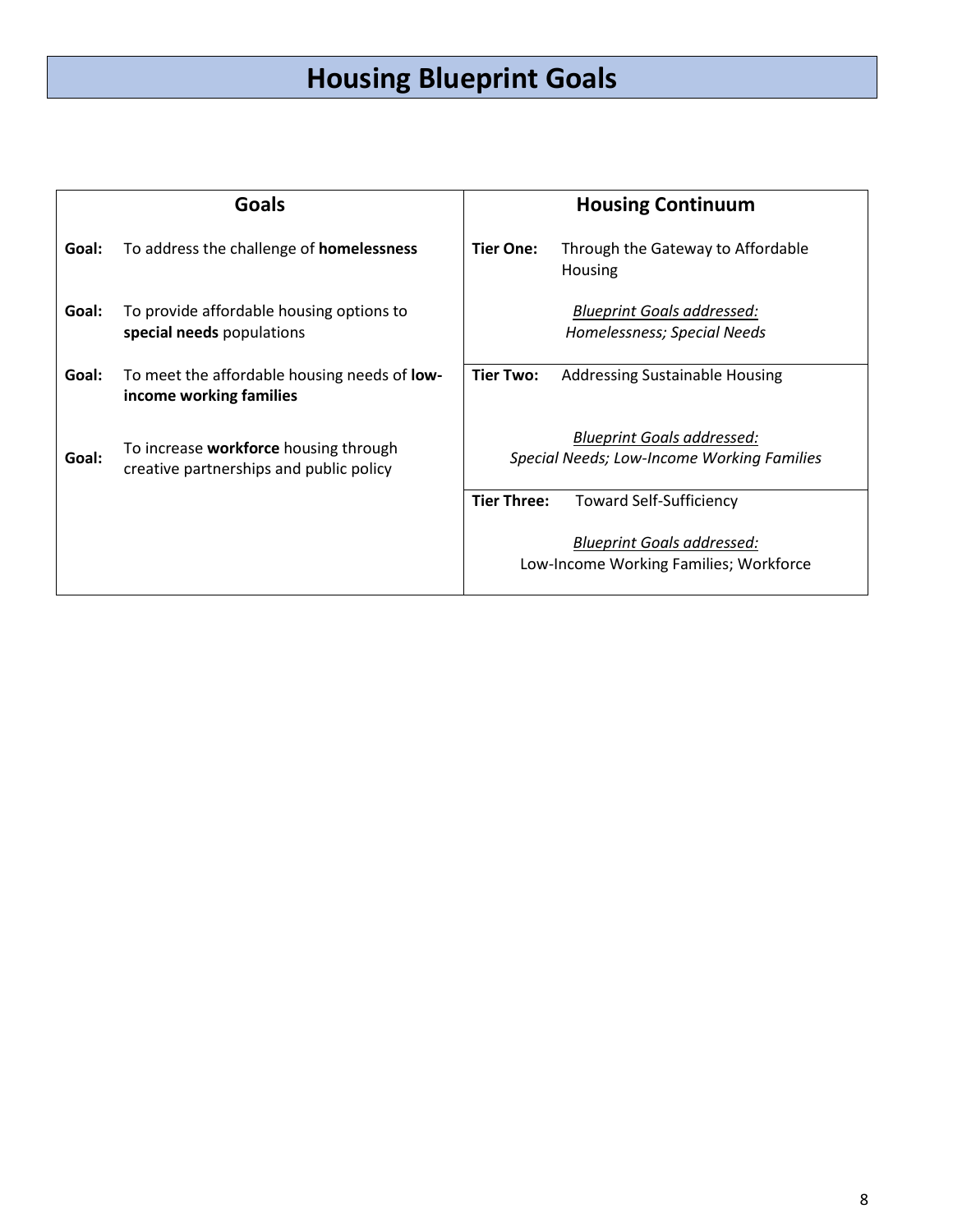# Housing Blueprint Goals

| Goals | Housing Continuum |
| --- | --- |
| **Goal:** To address the challenge of **homelessness**<br><br>**Goal:** To provide affordable housing options to **special needs** populations | **Tier One:** Through the Gateway to Affordable Housing<br><br>*Blueprint Goals addressed:*<br>*Homelessness; Special Needs* |
| **Goal:** To meet the affordable housing needs of **low-income working families**<br><br>**Goal:** To increase **workforce** housing through creative partnerships and public policy | **Tier Two:** Addressing Sustainable Housing<br><br>*Blueprint Goals addressed:*<br>*Special Needs; Low-Income Working Families* |
| | **Tier Three:** Toward Self-Sufficiency<br><br>*Blueprint Goals addressed:*<br>Low-Income Working Families; Workforce |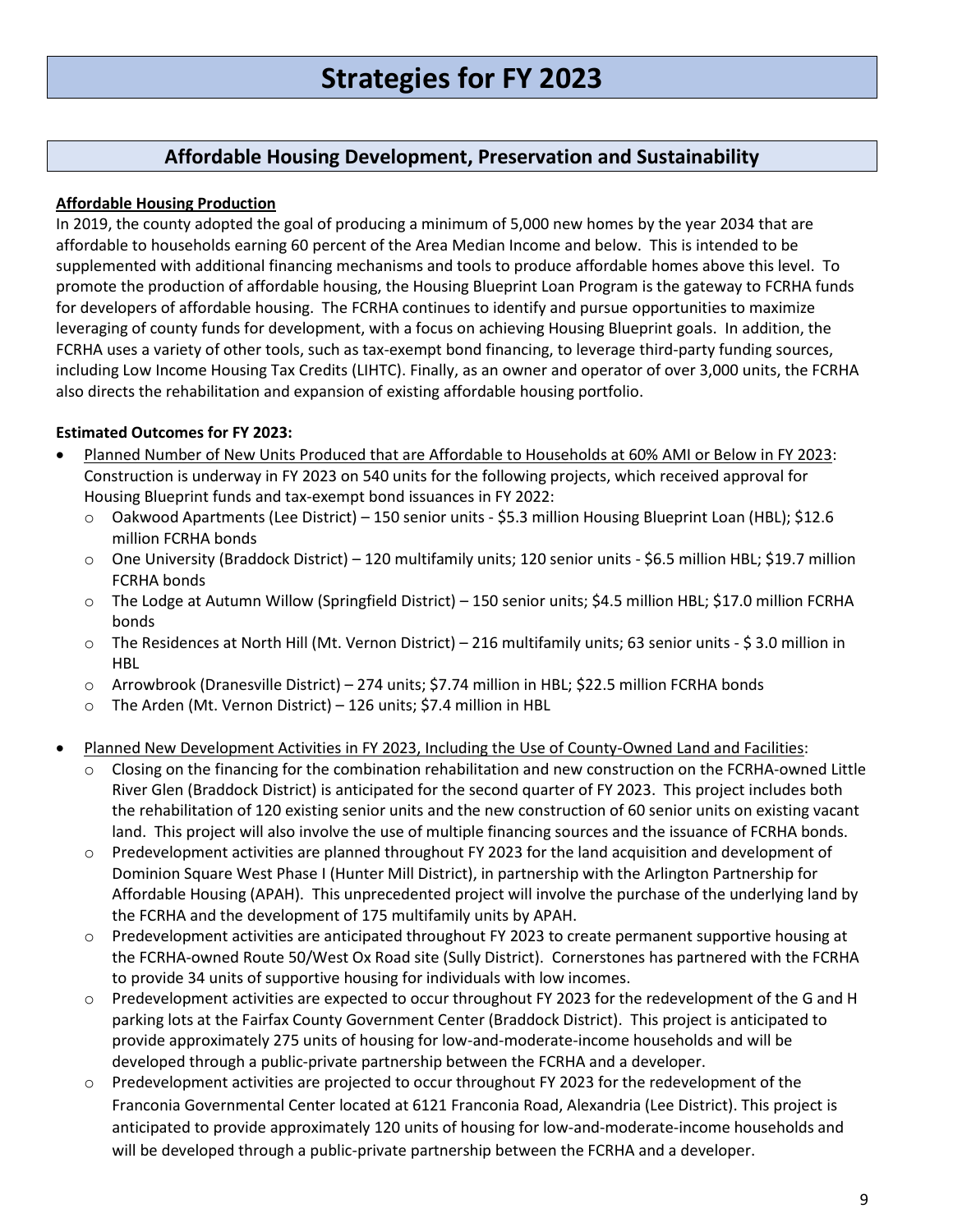# Strategies for FY 2023

## Affordable Housing Development, Preservation and Sustainability

### Affordable Housing Production

In 2019, the county adopted the goal of producing a minimum of 5,000 new homes by the year 2034 that are affordable to households earning 60 percent of the Area Median Income and below. This is intended to be supplemented with additional financing mechanisms and tools to produce affordable homes above this level. To promote the production of affordable housing, the Housing Blueprint Loan Program is the gateway to FCRHA funds for developers of affordable housing. The FCRHA continues to identify and pursue opportunities to maximize leveraging of county funds for development, with a focus on achieving Housing Blueprint goals. In addition, the FCRHA uses a variety of other tools, such as tax-exempt bond financing, to leverage third-party funding sources, including Low Income Housing Tax Credits (LIHTC). Finally, as an owner and operator of over 3,000 units, the FCRHA also directs the rehabilitation and expansion of existing affordable housing portfolio.

**Estimated Outcomes for FY 2023:**

- Planned Number of New Units Produced that are Affordable to Households at 60% AMI or Below in FY 2023: Construction is underway in FY 2023 on 540 units for the following projects, which received approval for Housing Blueprint funds and tax-exempt bond issuances in FY 2022:
  - Oakwood Apartments (Lee District) – 150 senior units - $5.3 million Housing Blueprint Loan (HBL); $12.6 million FCRHA bonds
  - One University (Braddock District) – 120 multifamily units; 120 senior units - $6.5 million HBL; $19.7 million FCRHA bonds
  - The Lodge at Autumn Willow (Springfield District) – 150 senior units; $4.5 million HBL; $17.0 million FCRHA bonds
  - The Residences at North Hill (Mt. Vernon District) – 216 multifamily units; 63 senior units - $ 3.0 million in HBL
  - Arrowbrook (Dranesville District) – 274 units; $7.74 million in HBL; $22.5 million FCRHA bonds
  - The Arden (Mt. Vernon District) – 126 units; $7.4 million in HBL

- Planned New Development Activities in FY 2023, Including the Use of County-Owned Land and Facilities:
  - Closing on the financing for the combination rehabilitation and new construction on the FCRHA-owned Little River Glen (Braddock District) is anticipated for the second quarter of FY 2023. This project includes both the rehabilitation of 120 existing senior units and the new construction of 60 senior units on existing vacant land. This project will also involve the use of multiple financing sources and the issuance of FCRHA bonds.
  - Predevelopment activities are planned throughout FY 2023 for the land acquisition and development of Dominion Square West Phase I (Hunter Mill District), in partnership with the Arlington Partnership for Affordable Housing (APAH). This unprecedented project will involve the purchase of the underlying land by the FCRHA and the development of 175 multifamily units by APAH.
  - Predevelopment activities are anticipated throughout FY 2023 to create permanent supportive housing at the FCRHA-owned Route 50/West Ox Road site (Sully District). Cornerstones has partnered with the FCRHA to provide 34 units of supportive housing for individuals with low incomes.
  - Predevelopment activities are expected to occur throughout FY 2023 for the redevelopment of the G and H parking lots at the Fairfax County Government Center (Braddock District). This project is anticipated to provide approximately 275 units of housing for low-and-moderate-income households and will be developed through a public-private partnership between the FCRHA and a developer.
  - Predevelopment activities are projected to occur throughout FY 2023 for the redevelopment of the Franconia Governmental Center located at 6121 Franconia Road, Alexandria (Lee District). This project is anticipated to provide approximately 120 units of housing for low-and-moderate-income households and will be developed through a public-private partnership between the FCRHA and a developer.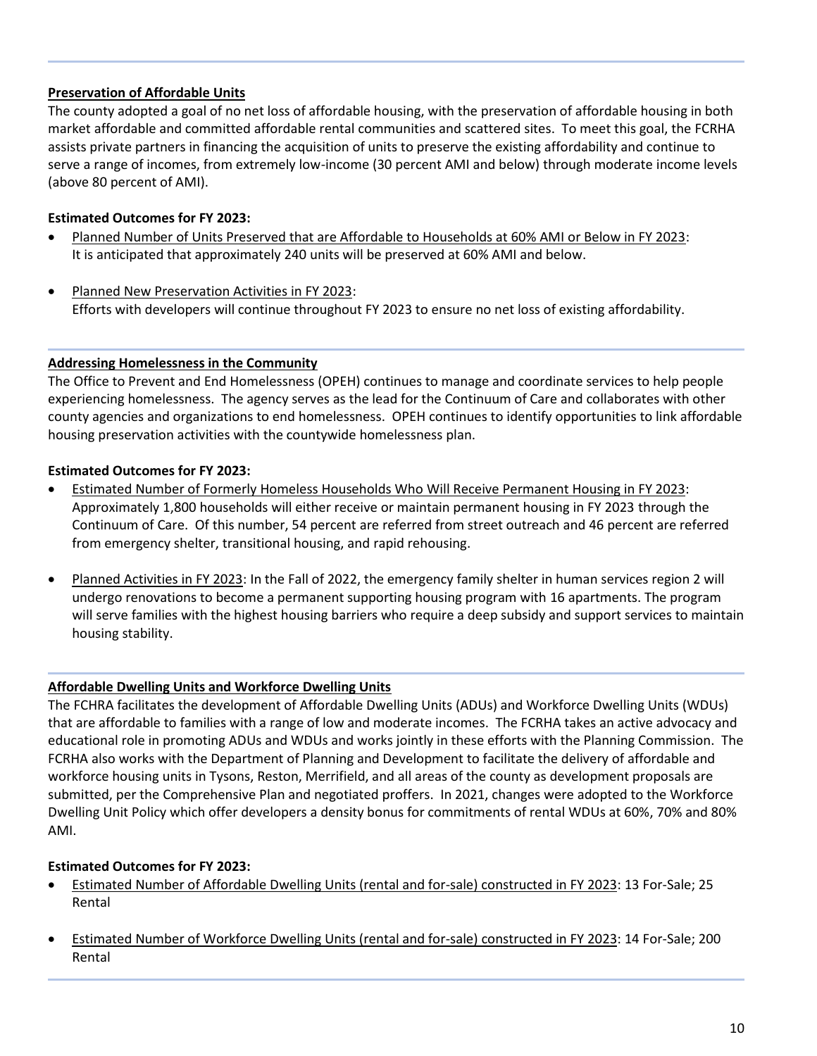### Preservation of Affordable Units

The county adopted a goal of no net loss of affordable housing, with the preservation of affordable housing in both market affordable and committed affordable rental communities and scattered sites. To meet this goal, the FCRHA assists private partners in financing the acquisition of units to preserve the existing affordability and continue to serve a range of incomes, from extremely low-income (30 percent AMI and below) through moderate income levels (above 80 percent of AMI).

**Estimated Outcomes for FY 2023:**

- Planned Number of Units Preserved that are Affordable to Households at 60% AMI or Below in FY 2023: It is anticipated that approximately 240 units will be preserved at 60% AMI and below.

- Planned New Preservation Activities in FY 2023: Efforts with developers will continue throughout FY 2023 to ensure no net loss of existing affordability.

### Addressing Homelessness in the Community

The Office to Prevent and End Homelessness (OPEH) continues to manage and coordinate services to help people experiencing homelessness. The agency serves as the lead for the Continuum of Care and collaborates with other county agencies and organizations to end homelessness. OPEH continues to identify opportunities to link affordable housing preservation activities with the countywide homelessness plan.

**Estimated Outcomes for FY 2023:**

- Estimated Number of Formerly Homeless Households Who Will Receive Permanent Housing in FY 2023: Approximately 1,800 households will either receive or maintain permanent housing in FY 2023 through the Continuum of Care. Of this number, 54 percent are referred from street outreach and 46 percent are referred from emergency shelter, transitional housing, and rapid rehousing.

- Planned Activities in FY 2023: In the Fall of 2022, the emergency family shelter in human services region 2 will undergo renovations to become a permanent supporting housing program with 16 apartments. The program will serve families with the highest housing barriers who require a deep subsidy and support services to maintain housing stability.

### Affordable Dwelling Units and Workforce Dwelling Units

The FCHRA facilitates the development of Affordable Dwelling Units (ADUs) and Workforce Dwelling Units (WDUs) that are affordable to families with a range of low and moderate incomes. The FCRHA takes an active advocacy and educational role in promoting ADUs and WDUs and works jointly in these efforts with the Planning Commission. The FCRHA also works with the Department of Planning and Development to facilitate the delivery of affordable and workforce housing units in Tysons, Reston, Merrifield, and all areas of the county as development proposals are submitted, per the Comprehensive Plan and negotiated proffers. In 2021, changes were adopted to the Workforce Dwelling Unit Policy which offer developers a density bonus for commitments of rental WDUs at 60%, 70% and 80% AMI.

**Estimated Outcomes for FY 2023:**

- Estimated Number of Affordable Dwelling Units (rental and for-sale) constructed in FY 2023: 13 For-Sale; 25 Rental

- Estimated Number of Workforce Dwelling Units (rental and for-sale) constructed in FY 2023: 14 For-Sale; 200 Rental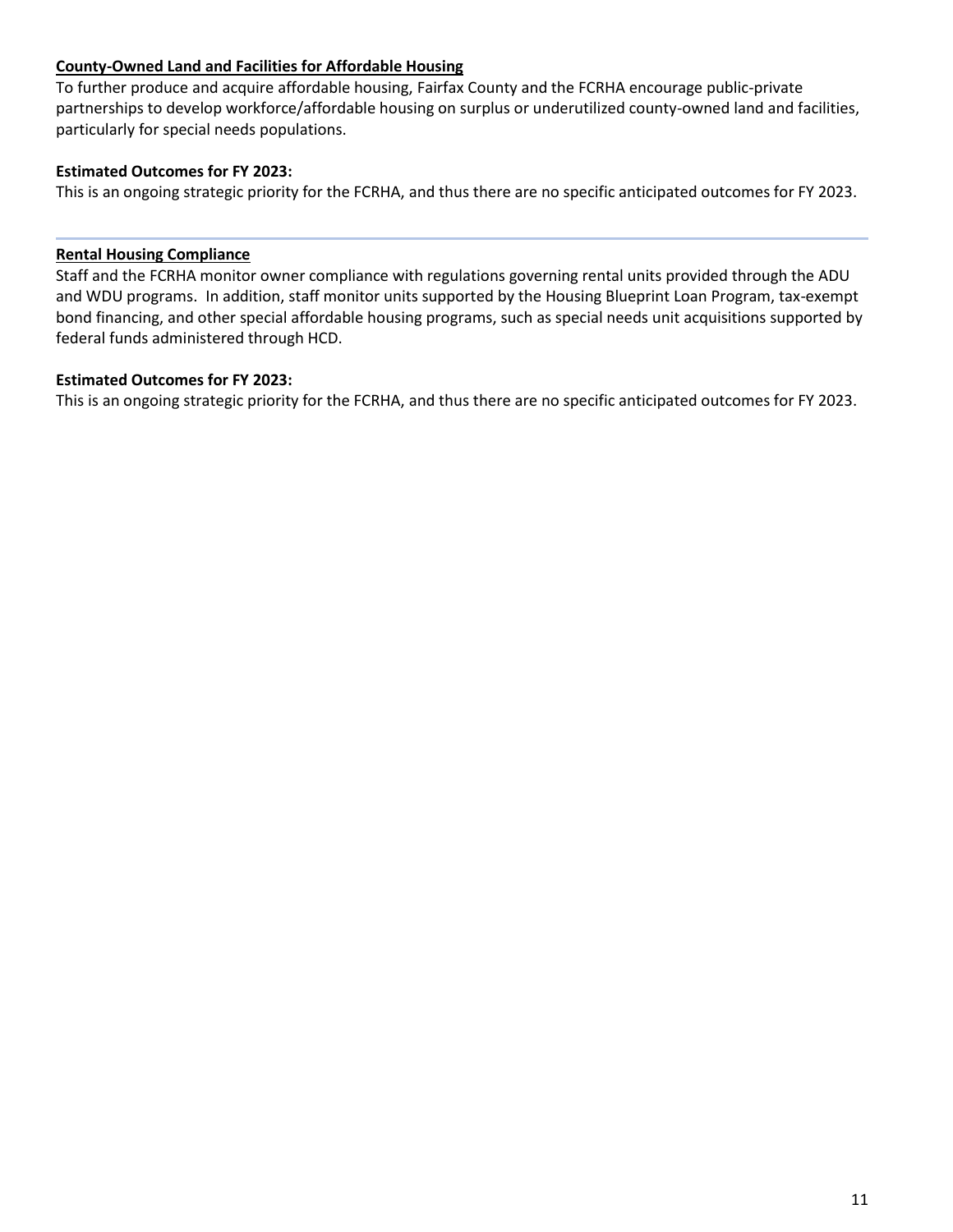**County-Owned Land and Facilities for Affordable Housing**

To further produce and acquire affordable housing, Fairfax County and the FCRHA encourage public-private partnerships to develop workforce/affordable housing on surplus or underutilized county-owned land and facilities, particularly for special needs populations.

**Estimated Outcomes for FY 2023:**

This is an ongoing strategic priority for the FCRHA, and thus there are no specific anticipated outcomes for FY 2023.

---

**Rental Housing Compliance**

Staff and the FCRHA monitor owner compliance with regulations governing rental units provided through the ADU and WDU programs. In addition, staff monitor units supported by the Housing Blueprint Loan Program, tax-exempt bond financing, and other special affordable housing programs, such as special needs unit acquisitions supported by federal funds administered through HCD.

**Estimated Outcomes for FY 2023:**

This is an ongoing strategic priority for the FCRHA, and thus there are no specific anticipated outcomes for FY 2023.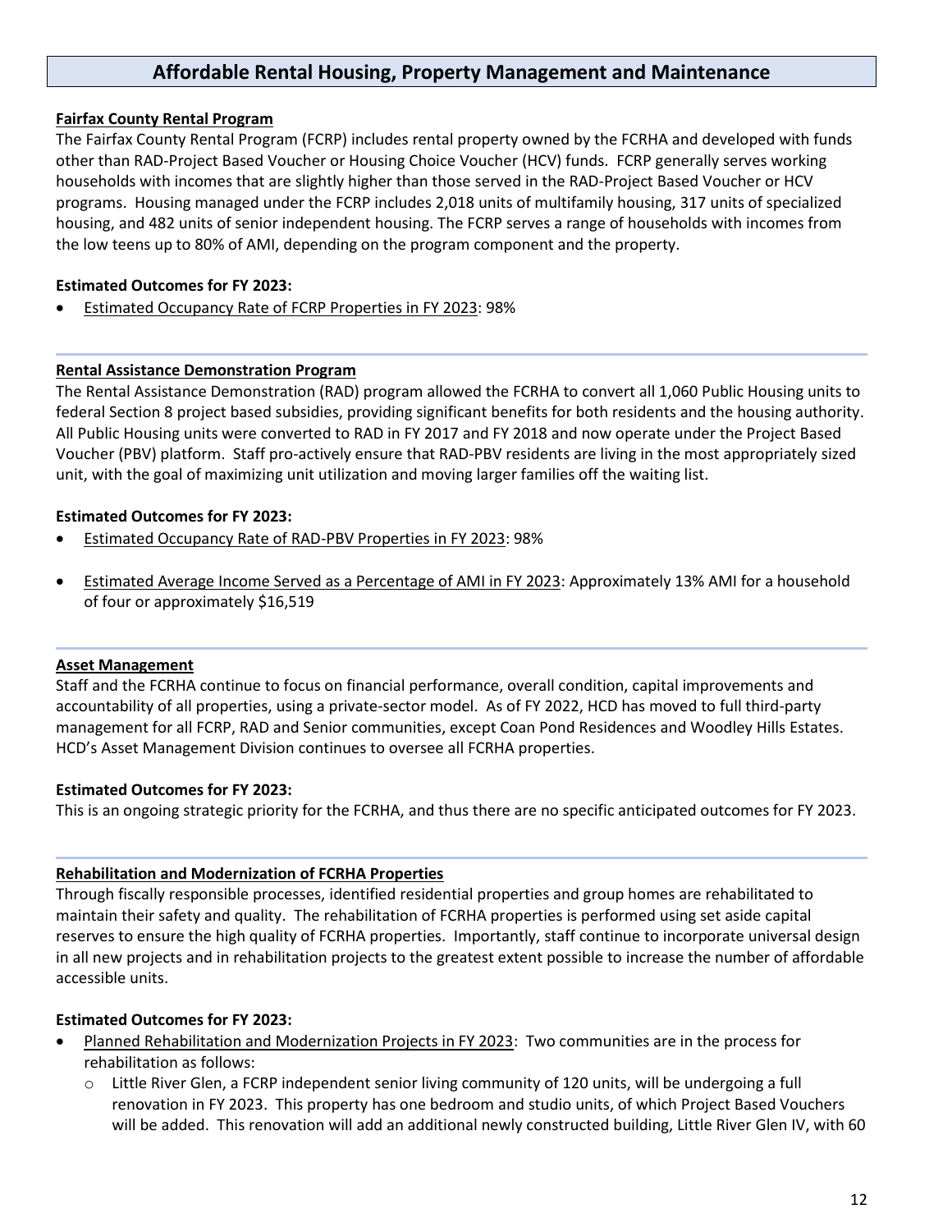# Affordable Rental Housing, Property Management and Maintenance

**Fairfax County Rental Program**

The Fairfax County Rental Program (FCRP) includes rental property owned by the FCRHA and developed with funds other than RAD-Project Based Voucher or Housing Choice Voucher (HCV) funds. FCRP generally serves working households with incomes that are slightly higher than those served in the RAD-Project Based Voucher or HCV programs. Housing managed under the FCRP includes 2,018 units of multifamily housing, 317 units of specialized housing, and 482 units of senior independent housing. The FCRP serves a range of households with incomes from the low teens up to 80% of AMI, depending on the program component and the property.

**Estimated Outcomes for FY 2023:**

- Estimated Occupancy Rate of FCRP Properties in FY 2023: 98%

---

**Rental Assistance Demonstration Program**

The Rental Assistance Demonstration (RAD) program allowed the FCRHA to convert all 1,060 Public Housing units to federal Section 8 project based subsidies, providing significant benefits for both residents and the housing authority. All Public Housing units were converted to RAD in FY 2017 and FY 2018 and now operate under the Project Based Voucher (PBV) platform. Staff pro-actively ensure that RAD-PBV residents are living in the most appropriately sized unit, with the goal of maximizing unit utilization and moving larger families off the waiting list.

**Estimated Outcomes for FY 2023:**

- Estimated Occupancy Rate of RAD-PBV Properties in FY 2023: 98%
- Estimated Average Income Served as a Percentage of AMI in FY 2023: Approximately 13% AMI for a household of four or approximately $16,519

---

**Asset Management**

Staff and the FCRHA continue to focus on financial performance, overall condition, capital improvements and accountability of all properties, using a private-sector model. As of FY 2022, HCD has moved to full third-party management for all FCRP, RAD and Senior communities, except Coan Pond Residences and Woodley Hills Estates. HCD's Asset Management Division continues to oversee all FCRHA properties.

**Estimated Outcomes for FY 2023:**

This is an ongoing strategic priority for the FCRHA, and thus there are no specific anticipated outcomes for FY 2023.

---

**Rehabilitation and Modernization of FCRHA Properties**

Through fiscally responsible processes, identified residential properties and group homes are rehabilitated to maintain their safety and quality. The rehabilitation of FCRHA properties is performed using set aside capital reserves to ensure the high quality of FCRHA properties. Importantly, staff continue to incorporate universal design in all new projects and in rehabilitation projects to the greatest extent possible to increase the number of affordable accessible units.

**Estimated Outcomes for FY 2023:**

- Planned Rehabilitation and Modernization Projects in FY 2023: Two communities are in the process for rehabilitation as follows:
  - Little River Glen, a FCRP independent senior living community of 120 units, will be undergoing a full renovation in FY 2023. This property has one bedroom and studio units, of which Project Based Vouchers will be added. This renovation will add an additional newly constructed building, Little River Glen IV, with 60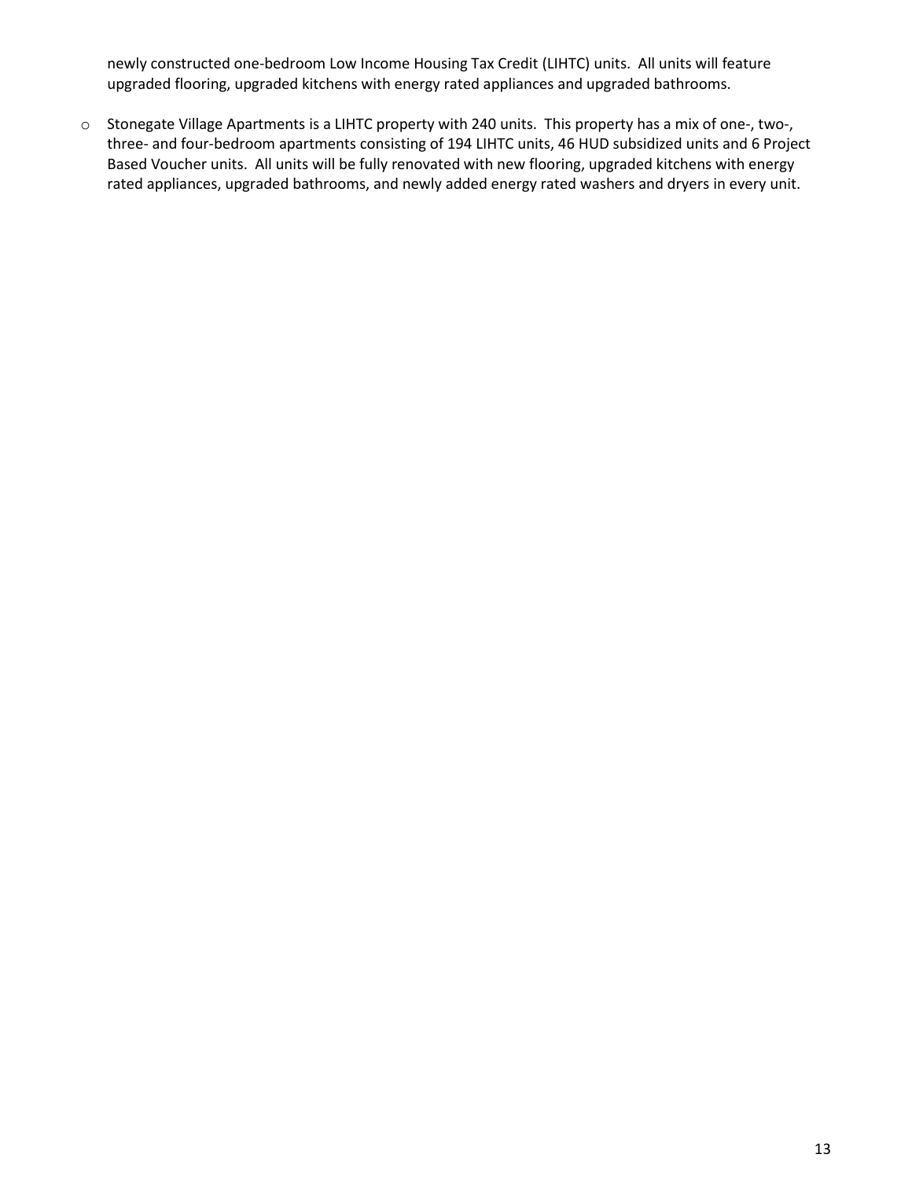newly constructed one-bedroom Low Income Housing Tax Credit (LIHTC) units. All units will feature upgraded flooring, upgraded kitchens with energy rated appliances and upgraded bathrooms.

- Stonegate Village Apartments is a LIHTC property with 240 units. This property has a mix of one-, two-, three- and four-bedroom apartments consisting of 194 LIHTC units, 46 HUD subsidized units and 6 Project Based Voucher units. All units will be fully renovated with new flooring, upgraded kitchens with energy rated appliances, upgraded bathrooms, and newly added energy rated washers and dryers in every unit.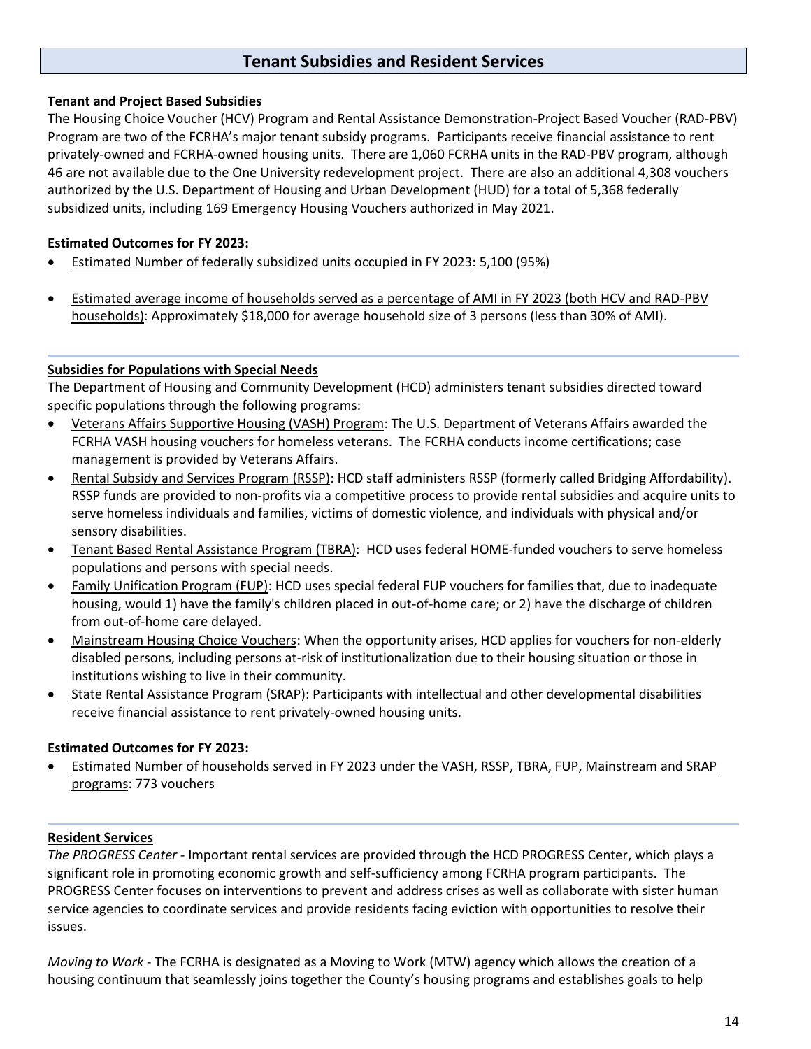# Tenant Subsidies and Resident Services

**Tenant and Project Based Subsidies**

The Housing Choice Voucher (HCV) Program and Rental Assistance Demonstration-Project Based Voucher (RAD-PBV) Program are two of the FCRHA's major tenant subsidy programs. Participants receive financial assistance to rent privately-owned and FCRHA-owned housing units. There are 1,060 FCRHA units in the RAD-PBV program, although 46 are not available due to the One University redevelopment project. There are also an additional 4,308 vouchers authorized by the U.S. Department of Housing and Urban Development (HUD) for a total of 5,368 federally subsidized units, including 169 Emergency Housing Vouchers authorized in May 2021.

**Estimated Outcomes for FY 2023:**

- Estimated Number of federally subsidized units occupied in FY 2023: 5,100 (95%)
- Estimated average income of households served as a percentage of AMI in FY 2023 (both HCV and RAD-PBV households): Approximately $18,000 for average household size of 3 persons (less than 30% of AMI).

**Subsidies for Populations with Special Needs**

The Department of Housing and Community Development (HCD) administers tenant subsidies directed toward specific populations through the following programs:

- Veterans Affairs Supportive Housing (VASH) Program: The U.S. Department of Veterans Affairs awarded the FCRHA VASH housing vouchers for homeless veterans. The FCRHA conducts income certifications; case management is provided by Veterans Affairs.
- Rental Subsidy and Services Program (RSSP): HCD staff administers RSSP (formerly called Bridging Affordability). RSSP funds are provided to non-profits via a competitive process to provide rental subsidies and acquire units to serve homeless individuals and families, victims of domestic violence, and individuals with physical and/or sensory disabilities.
- Tenant Based Rental Assistance Program (TBRA): HCD uses federal HOME-funded vouchers to serve homeless populations and persons with special needs.
- Family Unification Program (FUP): HCD uses special federal FUP vouchers for families that, due to inadequate housing, would 1) have the family's children placed in out-of-home care; or 2) have the discharge of children from out-of-home care delayed.
- Mainstream Housing Choice Vouchers: When the opportunity arises, HCD applies for vouchers for non-elderly disabled persons, including persons at-risk of institutionalization due to their housing situation or those in institutions wishing to live in their community.
- State Rental Assistance Program (SRAP): Participants with intellectual and other developmental disabilities receive financial assistance to rent privately-owned housing units.

**Estimated Outcomes for FY 2023:**

- Estimated Number of households served in FY 2023 under the VASH, RSSP, TBRA, FUP, Mainstream and SRAP programs: 773 vouchers

**Resident Services**

*The PROGRESS Center* - Important rental services are provided through the HCD PROGRESS Center, which plays a significant role in promoting economic growth and self-sufficiency among FCRHA program participants. The PROGRESS Center focuses on interventions to prevent and address crises as well as collaborate with sister human service agencies to coordinate services and provide residents facing eviction with opportunities to resolve their issues.

*Moving to Work* - The FCRHA is designated as a Moving to Work (MTW) agency which allows the creation of a housing continuum that seamlessly joins together the County's housing programs and establishes goals to help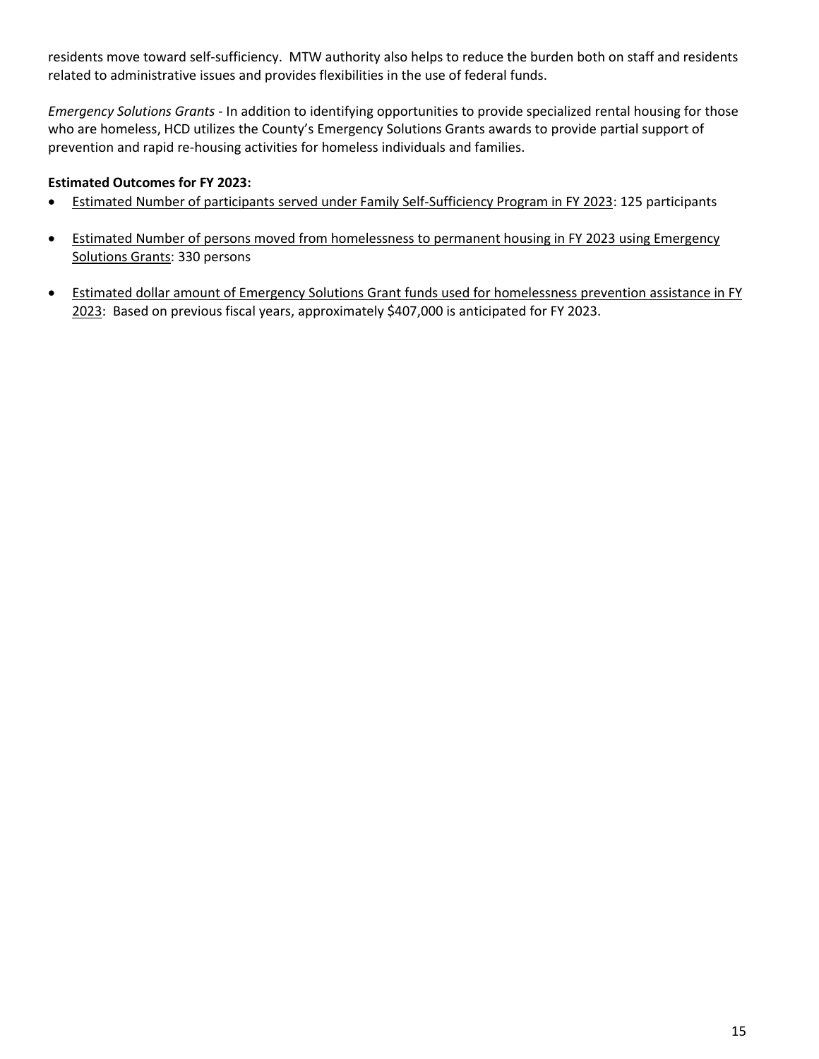residents move toward self-sufficiency. MTW authority also helps to reduce the burden both on staff and residents related to administrative issues and provides flexibilities in the use of federal funds.

*Emergency Solutions Grants* - In addition to identifying opportunities to provide specialized rental housing for those who are homeless, HCD utilizes the County's Emergency Solutions Grants awards to provide partial support of prevention and rapid re-housing activities for homeless individuals and families.

**Estimated Outcomes for FY 2023:**

- <u>Estimated Number of participants served under Family Self-Sufficiency Program in FY 2023</u>: 125 participants
- <u>Estimated Number of persons moved from homelessness to permanent housing in FY 2023 using Emergency Solutions Grants</u>: 330 persons
- <u>Estimated dollar amount of Emergency Solutions Grant funds used for homelessness prevention assistance in FY 2023</u>: Based on previous fiscal years, approximately $407,000 is anticipated for FY 2023.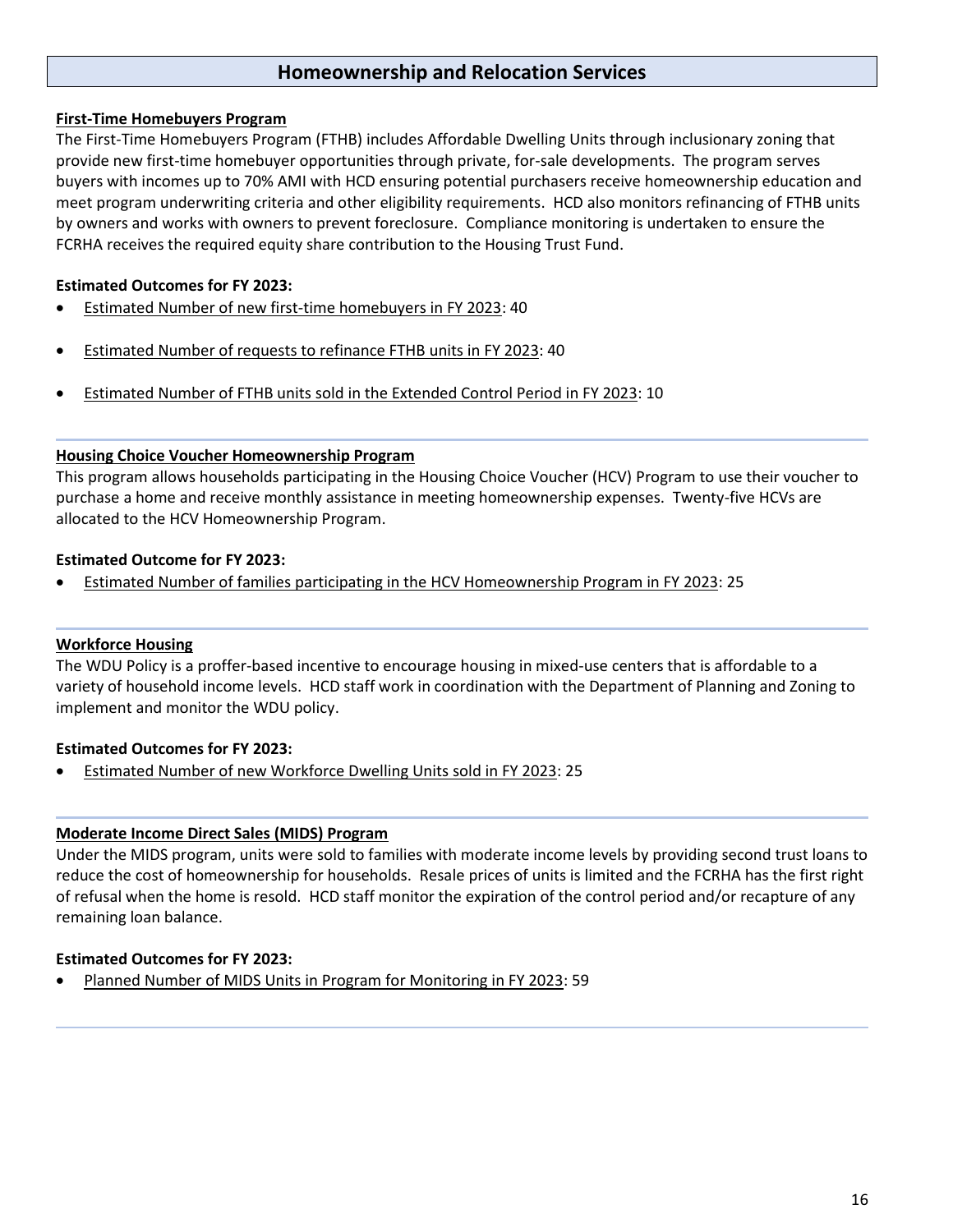## Homeownership and Relocation Services

### First-Time Homebuyers Program

The First-Time Homebuyers Program (FTHB) includes Affordable Dwelling Units through inclusionary zoning that provide new first-time homebuyer opportunities through private, for-sale developments. The program serves buyers with incomes up to 70% AMI with HCD ensuring potential purchasers receive homeownership education and meet program underwriting criteria and other eligibility requirements. HCD also monitors refinancing of FTHB units by owners and works with owners to prevent foreclosure. Compliance monitoring is undertaken to ensure the FCRHA receives the required equity share contribution to the Housing Trust Fund.

**Estimated Outcomes for FY 2023:**

- Estimated Number of new first-time homebuyers in FY 2023: 40
- Estimated Number of requests to refinance FTHB units in FY 2023: 40
- Estimated Number of FTHB units sold in the Extended Control Period in FY 2023: 10

### Housing Choice Voucher Homeownership Program

This program allows households participating in the Housing Choice Voucher (HCV) Program to use their voucher to purchase a home and receive monthly assistance in meeting homeownership expenses. Twenty-five HCVs are allocated to the HCV Homeownership Program.

**Estimated Outcome for FY 2023:**

- Estimated Number of families participating in the HCV Homeownership Program in FY 2023: 25

### Workforce Housing

The WDU Policy is a proffer-based incentive to encourage housing in mixed-use centers that is affordable to a variety of household income levels. HCD staff work in coordination with the Department of Planning and Zoning to implement and monitor the WDU policy.

**Estimated Outcomes for FY 2023:**

- Estimated Number of new Workforce Dwelling Units sold in FY 2023: 25

### Moderate Income Direct Sales (MIDS) Program

Under the MIDS program, units were sold to families with moderate income levels by providing second trust loans to reduce the cost of homeownership for households. Resale prices of units is limited and the FCRHA has the first right of refusal when the home is resold. HCD staff monitor the expiration of the control period and/or recapture of any remaining loan balance.

**Estimated Outcomes for FY 2023:**

- Planned Number of MIDS Units in Program for Monitoring in FY 2023: 59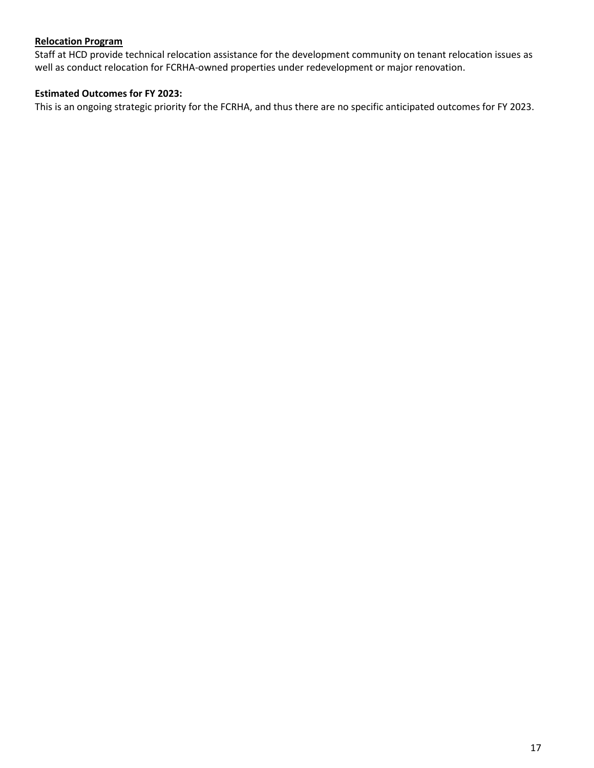**Relocation Program**

Staff at HCD provide technical relocation assistance for the development community on tenant relocation issues as well as conduct relocation for FCRHA-owned properties under redevelopment or major renovation.

**Estimated Outcomes for FY 2023:**

This is an ongoing strategic priority for the FCRHA, and thus there are no specific anticipated outcomes for FY 2023.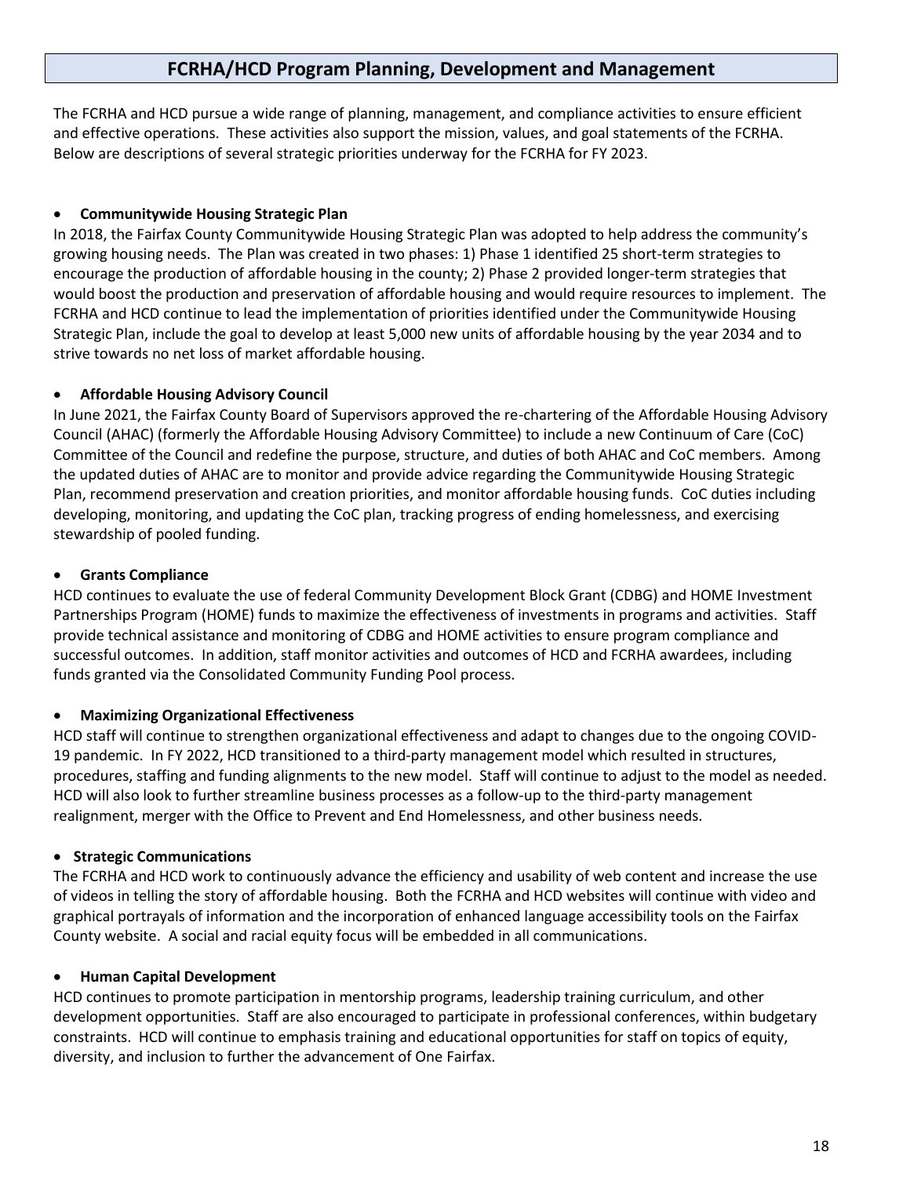# FCRHA/HCD Program Planning, Development and Management

The FCRHA and HCD pursue a wide range of planning, management, and compliance activities to ensure efficient and effective operations. These activities also support the mission, values, and goal statements of the FCRHA. Below are descriptions of several strategic priorities underway for the FCRHA for FY 2023.

- **Communitywide Housing Strategic Plan**

In 2018, the Fairfax County Communitywide Housing Strategic Plan was adopted to help address the community's growing housing needs. The Plan was created in two phases: 1) Phase 1 identified 25 short-term strategies to encourage the production of affordable housing in the county; 2) Phase 2 provided longer-term strategies that would boost the production and preservation of affordable housing and would require resources to implement. The FCRHA and HCD continue to lead the implementation of priorities identified under the Communitywide Housing Strategic Plan, include the goal to develop at least 5,000 new units of affordable housing by the year 2034 and to strive towards no net loss of market affordable housing.

- **Affordable Housing Advisory Council**

In June 2021, the Fairfax County Board of Supervisors approved the re-chartering of the Affordable Housing Advisory Council (AHAC) (formerly the Affordable Housing Advisory Committee) to include a new Continuum of Care (CoC) Committee of the Council and redefine the purpose, structure, and duties of both AHAC and CoC members. Among the updated duties of AHAC are to monitor and provide advice regarding the Communitywide Housing Strategic Plan, recommend preservation and creation priorities, and monitor affordable housing funds. CoC duties including developing, monitoring, and updating the CoC plan, tracking progress of ending homelessness, and exercising stewardship of pooled funding.

- **Grants Compliance**

HCD continues to evaluate the use of federal Community Development Block Grant (CDBG) and HOME Investment Partnerships Program (HOME) funds to maximize the effectiveness of investments in programs and activities. Staff provide technical assistance and monitoring of CDBG and HOME activities to ensure program compliance and successful outcomes. In addition, staff monitor activities and outcomes of HCD and FCRHA awardees, including funds granted via the Consolidated Community Funding Pool process.

- **Maximizing Organizational Effectiveness**

HCD staff will continue to strengthen organizational effectiveness and adapt to changes due to the ongoing COVID-19 pandemic. In FY 2022, HCD transitioned to a third-party management model which resulted in structures, procedures, staffing and funding alignments to the new model. Staff will continue to adjust to the model as needed. HCD will also look to further streamline business processes as a follow-up to the third-party management realignment, merger with the Office to Prevent and End Homelessness, and other business needs.

- **Strategic Communications**

The FCRHA and HCD work to continuously advance the efficiency and usability of web content and increase the use of videos in telling the story of affordable housing. Both the FCRHA and HCD websites will continue with video and graphical portrayals of information and the incorporation of enhanced language accessibility tools on the Fairfax County website. A social and racial equity focus will be embedded in all communications.

- **Human Capital Development**

HCD continues to promote participation in mentorship programs, leadership training curriculum, and other development opportunities. Staff are also encouraged to participate in professional conferences, within budgetary constraints. HCD will continue to emphasis training and educational opportunities for staff on topics of equity, diversity, and inclusion to further the advancement of One Fairfax.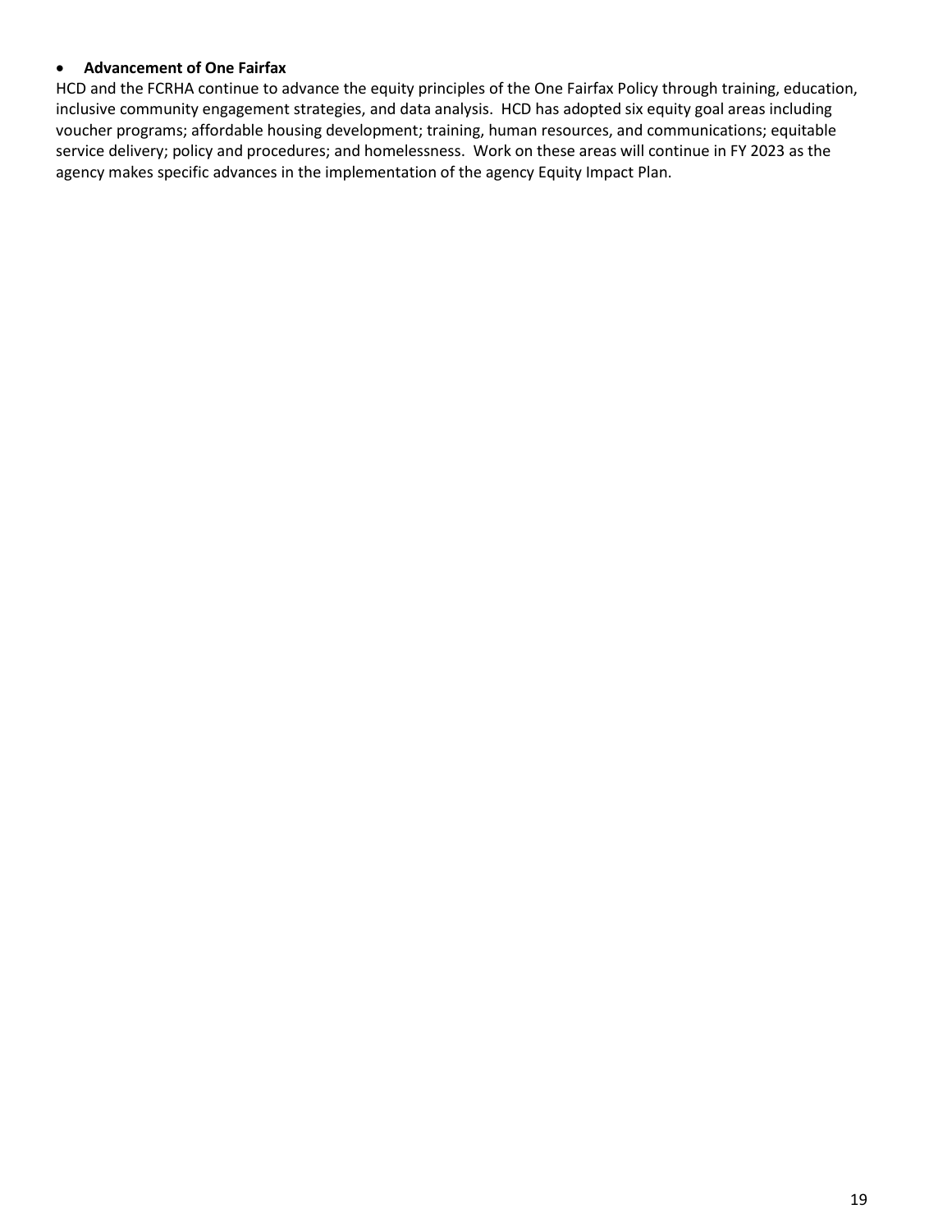- **Advancement of One Fairfax**

HCD and the FCRHA continue to advance the equity principles of the One Fairfax Policy through training, education, inclusive community engagement strategies, and data analysis. HCD has adopted six equity goal areas including voucher programs; affordable housing development; training, human resources, and communications; equitable service delivery; policy and procedures; and homelessness. Work on these areas will continue in FY 2023 as the agency makes specific advances in the implementation of the agency Equity Impact Plan.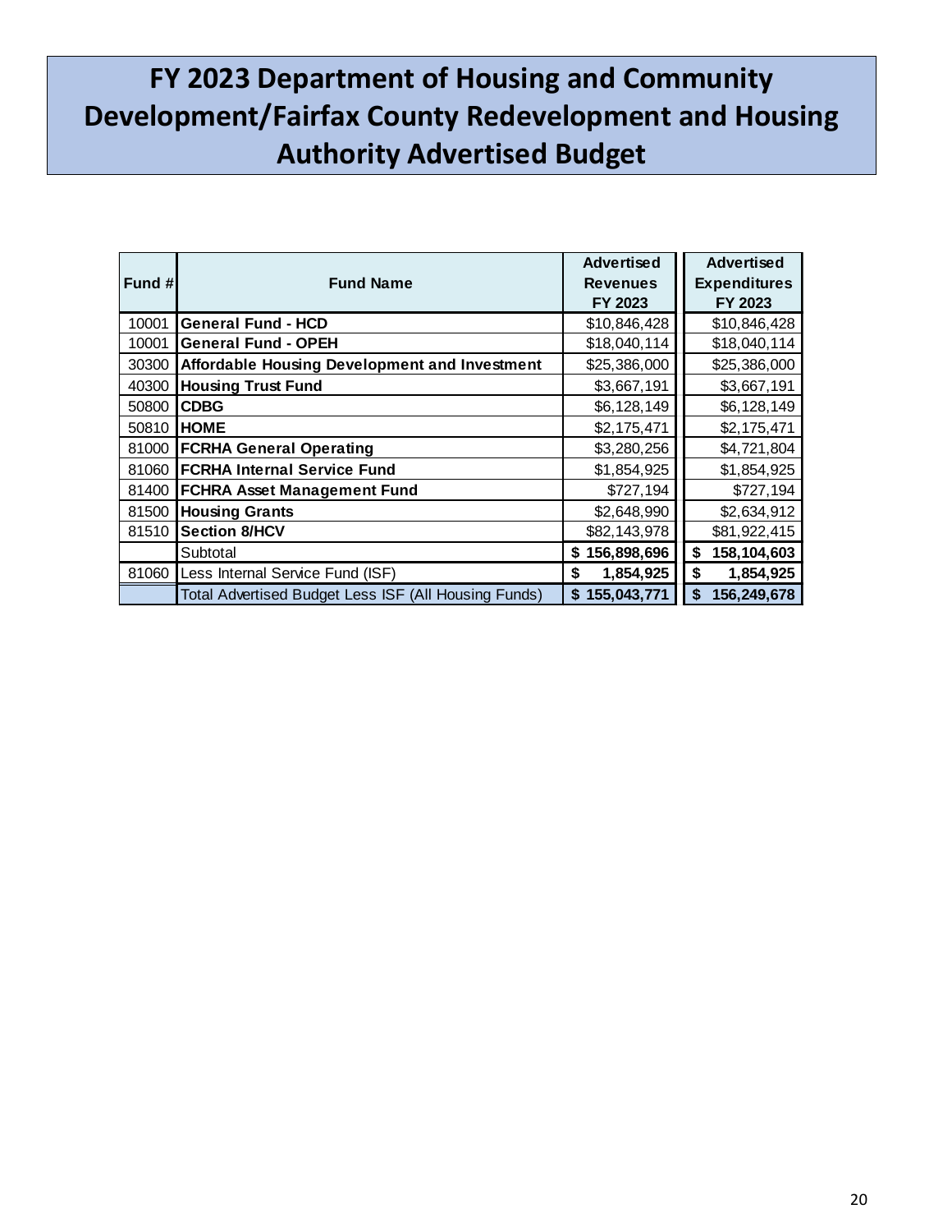# FY 2023 Department of Housing and Community Development/Fairfax County Redevelopment and Housing Authority Advertised Budget

| Fund # | Fund Name | Advertised Revenues FY 2023 | Advertised Expenditures FY 2023 |
|---|---|---|---|
| 10001 | **General Fund - HCD** | $10,846,428 | $10,846,428 |
| 10001 | **General Fund - OPEH** | $18,040,114 | $18,040,114 |
| 30300 | **Affordable Housing Development and Investment** | $25,386,000 | $25,386,000 |
| 40300 | **Housing Trust Fund** | $3,667,191 | $3,667,191 |
| 50800 | **CDBG** | $6,128,149 | $6,128,149 |
| 50810 | **HOME** | $2,175,471 | $2,175,471 |
| 81000 | **FCRHA General Operating** | $3,280,256 | $4,721,804 |
| 81060 | **FCRHA Internal Service Fund** | $1,854,925 | $1,854,925 |
| 81400 | **FCHRA Asset Management Fund** | $727,194 | $727,194 |
| 81500 | **Housing Grants** | $2,648,990 | $2,634,912 |
| 81510 | **Section 8/HCV** | $82,143,978 | $81,922,415 |
| | Subtotal | **$ 156,898,696** | **$ 158,104,603** |
| 81060 | Less Internal Service Fund (ISF) | **$ 1,854,925** | **$ 1,854,925** |
| | Total Advertised Budget Less ISF (All Housing Funds) | **$ 155,043,771** | **$ 156,249,678** |